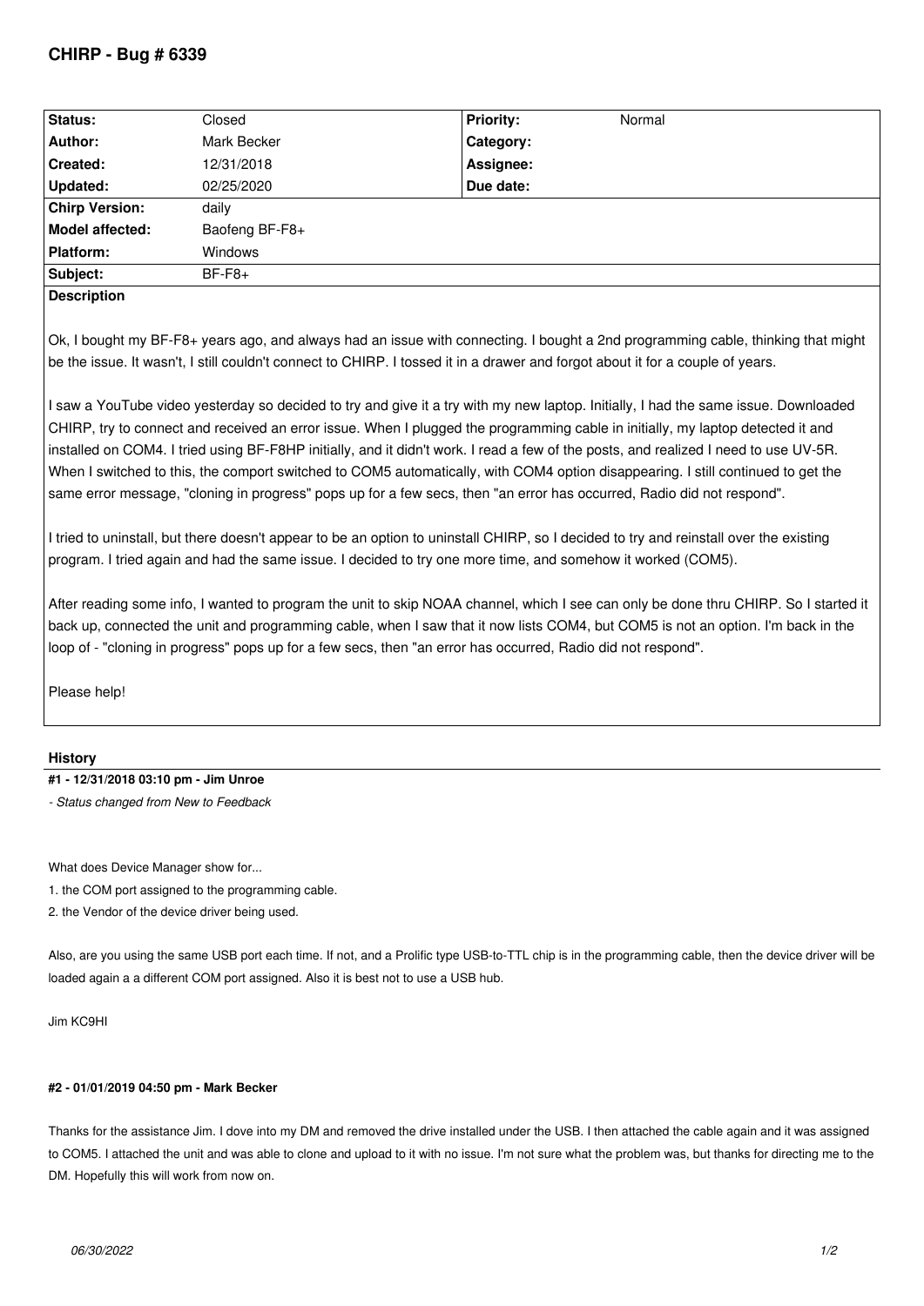# CHIRP - Bug # 6339

| Status: | Closed | Priority: | Normal |
|---|---|---|---|
| Author: | Mark Becker | Category: | |
| Created: | 12/31/2018 | Assignee: | |
| Updated: | 02/25/2020 | Due date: | |
| Chirp Version: | daily | | |
| Model affected: | Baofeng BF-F8+ | | |
| Platform: | Windows | | |
| Subject: | BF-F8+ | | |

**Description**

Ok, I bought my BF-F8+ years ago, and always had an issue with connecting. I bought a 2nd programming cable, thinking that might be the issue. It wasn't, I still couldn't connect to CHIRP. I tossed it in a drawer and forgot about it for a couple of years.

I saw a YouTube video yesterday so decided to try and give it a try with my new laptop. Initially, I had the same issue. Downloaded CHIRP, try to connect and received an error issue. When I plugged the programming cable in initially, my laptop detected it and installed on COM4. I tried using BF-F8HP initially, and it didn't work. I read a few of the posts, and realized I need to use UV-5R. When I switched to this, the comport switched to COM5 automatically, with COM4 option disappearing. I still continued to get the same error message, "cloning in progress" pops up for a few secs, then "an error has occurred, Radio did not respond".

I tried to uninstall, but there doesn't appear to be an option to uninstall CHIRP, so I decided to try and reinstall over the existing program. I tried again and had the same issue. I decided to try one more time, and somehow it worked (COM5).

After reading some info, I wanted to program the unit to skip NOAA channel, which I see can only be done thru CHIRP. So I started it back up, connected the unit and programming cable, when I saw that it now lists COM4, but COM5 is not an option. I'm back in the loop of - "cloning in progress" pops up for a few secs, then "an error has occurred, Radio did not respond".

Please help!

## History

#### #1 - 12/31/2018 03:10 pm - Jim Unroe

*- Status changed from New to Feedback*

What does Device Manager show for...

1. the COM port assigned to the programming cable.
2. the Vendor of the device driver being used.

Also, are you using the same USB port each time. If not, and a Prolific type USB-to-TTL chip is in the programming cable, then the device driver will be loaded again a a different COM port assigned. Also it is best not to use a USB hub.

Jim KC9HI

#### #2 - 01/01/2019 04:50 pm - Mark Becker

Thanks for the assistance Jim. I dove into my DM and removed the drive installed under the USB. I then attached the cable again and it was assigned to COM5. I attached the unit and was able to clone and upload to it with no issue. I'm not sure what the problem was, but thanks for directing me to the DM. Hopefully this will work from now on.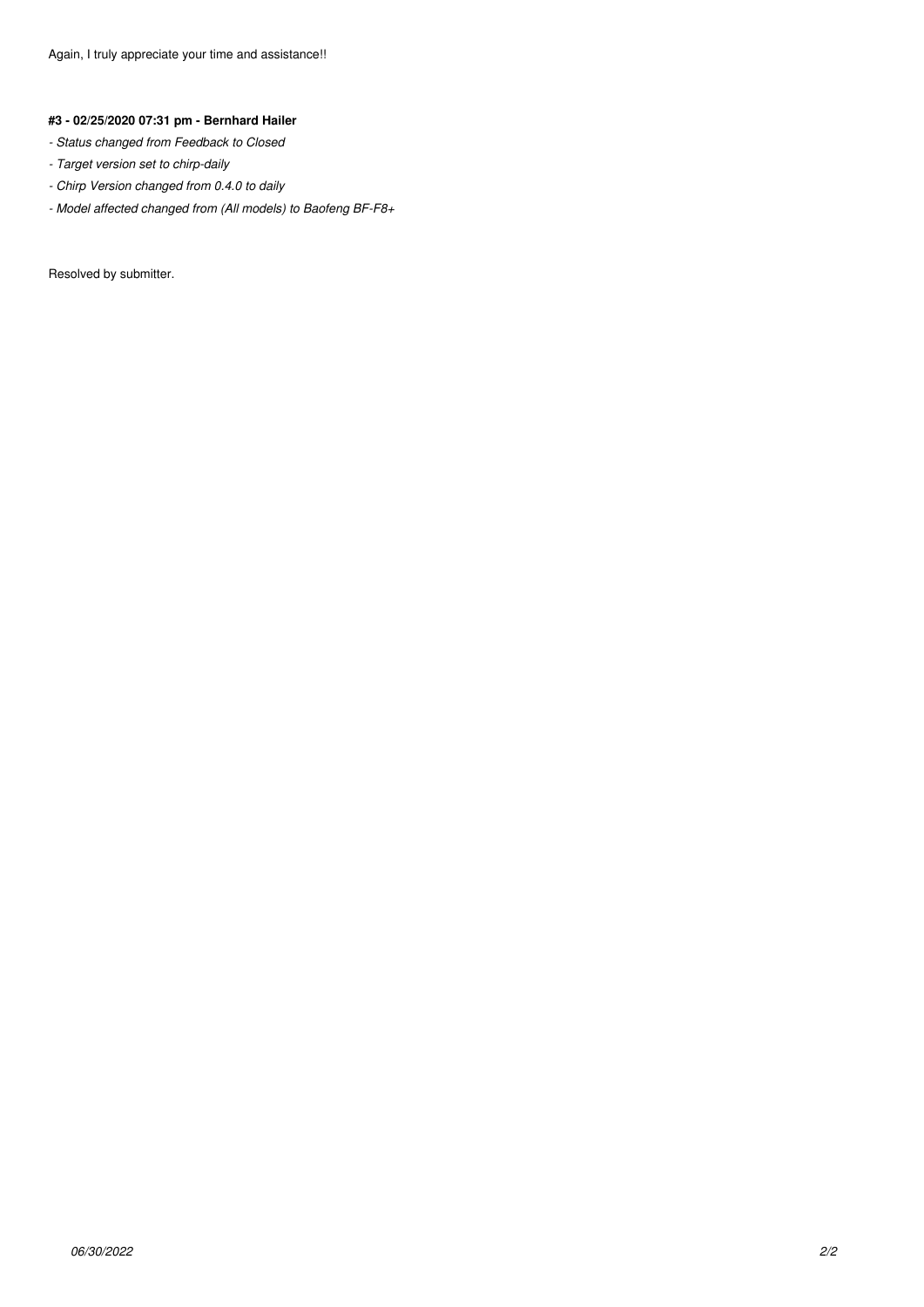Again, I truly appreciate your time and assistance!!

#### #3 - 02/25/2020 07:31 pm - Bernhard Hailer

- *Status changed from Feedback to Closed*
- *Target version set to chirp-daily*
- *Chirp Version changed from 0.4.0 to daily*
- *Model affected changed from (All models) to Baofeng BF-F8+*

Resolved by submitter.